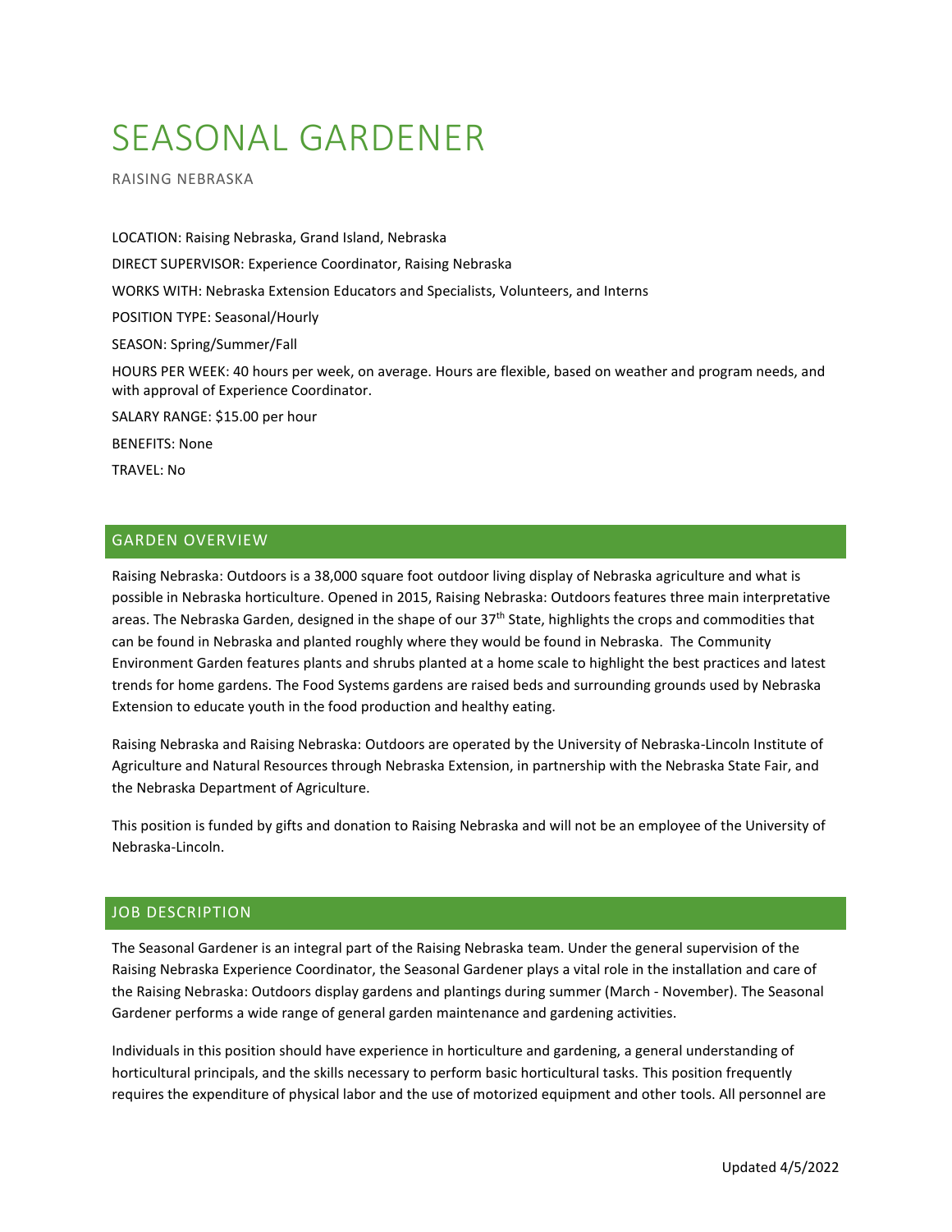# SEASONAL GARDENER

RAISING NEBRASKA

LOCATION: Raising Nebraska, Grand Island, Nebraska

DIRECT SUPERVISOR: Experience Coordinator, Raising Nebraska

WORKS WITH: Nebraska Extension Educators and Specialists, Volunteers, and Interns

POSITION TYPE: Seasonal/Hourly

SEASON: Spring/Summer/Fall

HOURS PER WEEK: 40 hours per week, on average. Hours are flexible, based on weather and program needs, and with approval of Experience Coordinator.

SALARY RANGE: $15.00 per hour

BENEFITS: None

TRAVEL: No

## GARDEN OVERVIEW

Raising Nebraska: Outdoors is a 38,000 square foot outdoor living display of Nebraska agriculture and what is possible in Nebraska horticulture. Opened in 2015, Raising Nebraska: Outdoors features three main interpretative areas. The Nebraska Garden, designed in the shape of our 37th State, highlights the crops and commodities that can be found in Nebraska and planted roughly where they would be found in Nebraska. The Community Environment Garden features plants and shrubs planted at a home scale to highlight the best practices and latest trends for home gardens. The Food Systems gardens are raised beds and surrounding grounds used by Nebraska Extension to educate youth in the food production and healthy eating.

Raising Nebraska and Raising Nebraska: Outdoors are operated by the University of Nebraska-Lincoln Institute of Agriculture and Natural Resources through Nebraska Extension, in partnership with the Nebraska State Fair, and the Nebraska Department of Agriculture.

This position is funded by gifts and donation to Raising Nebraska and will not be an employee of the University of Nebraska-Lincoln.

## JOB DESCRIPTION

The Seasonal Gardener is an integral part of the Raising Nebraska team. Under the general supervision of the Raising Nebraska Experience Coordinator, the Seasonal Gardener plays a vital role in the installation and care of the Raising Nebraska: Outdoors display gardens and plantings during summer (March - November). The Seasonal Gardener performs a wide range of general garden maintenance and gardening activities.

Individuals in this position should have experience in horticulture and gardening, a general understanding of horticultural principals, and the skills necessary to perform basic horticultural tasks. This position frequently requires the expenditure of physical labor and the use of motorized equipment and other tools. All personnel are

Updated 4/5/2022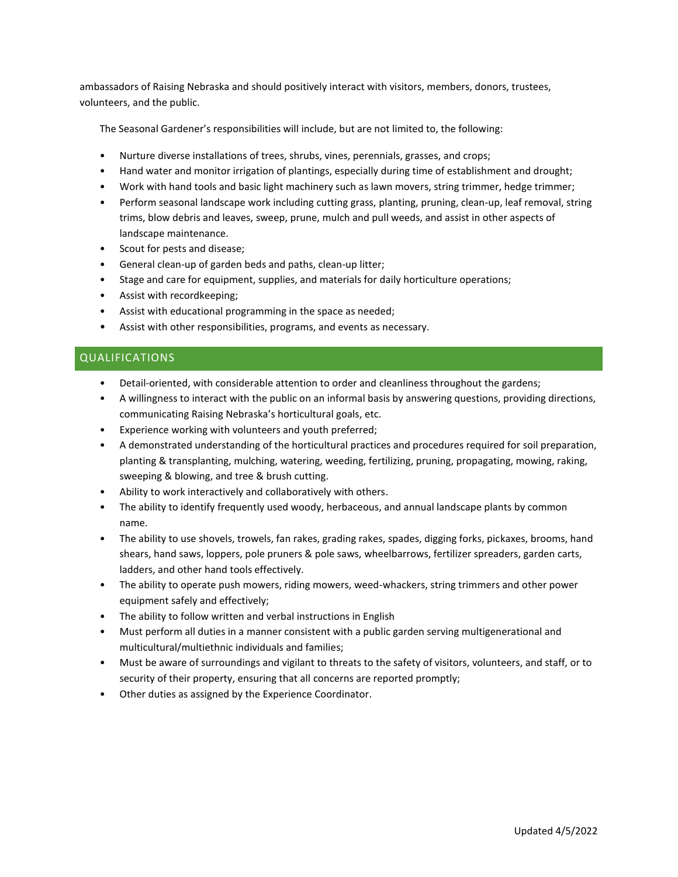ambassadors of Raising Nebraska and should positively interact with visitors, members, donors, trustees, volunteers, and the public.

The Seasonal Gardener's responsibilities will include, but are not limited to, the following:

- Nurture diverse installations of trees, shrubs, vines, perennials, grasses, and crops;
- Hand water and monitor irrigation of plantings, especially during time of establishment and drought;
- Work with hand tools and basic light machinery such as lawn movers, string trimmer, hedge trimmer;
- Perform seasonal landscape work including cutting grass, planting, pruning, clean-up, leaf removal, string trims, blow debris and leaves, sweep, prune, mulch and pull weeds, and assist in other aspects of landscape maintenance.
- Scout for pests and disease;
- General clean-up of garden beds and paths, clean-up litter;
- Stage and care for equipment, supplies, and materials for daily horticulture operations;
- Assist with recordkeeping;
- Assist with educational programming in the space as needed;
- Assist with other responsibilities, programs, and events as necessary.

## QUALIFICATIONS

- Detail-oriented, with considerable attention to order and cleanliness throughout the gardens;
- A willingness to interact with the public on an informal basis by answering questions, providing directions, communicating Raising Nebraska's horticultural goals, etc.
- Experience working with volunteers and youth preferred;
- A demonstrated understanding of the horticultural practices and procedures required for soil preparation, planting & transplanting, mulching, watering, weeding, fertilizing, pruning, propagating, mowing, raking, sweeping & blowing, and tree & brush cutting.
- Ability to work interactively and collaboratively with others.
- The ability to identify frequently used woody, herbaceous, and annual landscape plants by common name.
- The ability to use shovels, trowels, fan rakes, grading rakes, spades, digging forks, pickaxes, brooms, hand shears, hand saws, loppers, pole pruners & pole saws, wheelbarrows, fertilizer spreaders, garden carts, ladders, and other hand tools effectively.
- The ability to operate push mowers, riding mowers, weed-whackers, string trimmers and other power equipment safely and effectively;
- The ability to follow written and verbal instructions in English
- Must perform all duties in a manner consistent with a public garden serving multigenerational and multicultural/multiethnic individuals and families;
- Must be aware of surroundings and vigilant to threats to the safety of visitors, volunteers, and staff, or to security of their property, ensuring that all concerns are reported promptly;
- Other duties as assigned by the Experience Coordinator.

Updated 4/5/2022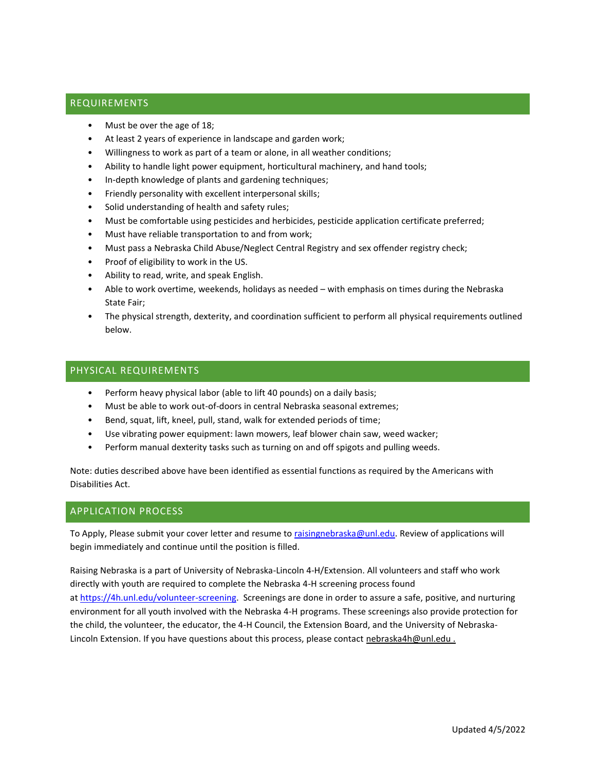## REQUIREMENTS

- Must be over the age of 18;
- At least 2 years of experience in landscape and garden work;
- Willingness to work as part of a team or alone, in all weather conditions;
- Ability to handle light power equipment, horticultural machinery, and hand tools;
- In-depth knowledge of plants and gardening techniques;
- Friendly personality with excellent interpersonal skills;
- Solid understanding of health and safety rules;
- Must be comfortable using pesticides and herbicides, pesticide application certificate preferred;
- Must have reliable transportation to and from work;
- Must pass a Nebraska Child Abuse/Neglect Central Registry and sex offender registry check;
- Proof of eligibility to work in the US.
- Ability to read, write, and speak English.
- Able to work overtime, weekends, holidays as needed – with emphasis on times during the Nebraska State Fair;
- The physical strength, dexterity, and coordination sufficient to perform all physical requirements outlined below.

## PHYSICAL REQUIREMENTS

- Perform heavy physical labor (able to lift 40 pounds) on a daily basis;
- Must be able to work out-of-doors in central Nebraska seasonal extremes;
- Bend, squat, lift, kneel, pull, stand, walk for extended periods of time;
- Use vibrating power equipment: lawn mowers, leaf blower chain saw, weed wacker;
- Perform manual dexterity tasks such as turning on and off spigots and pulling weeds.

Note: duties described above have been identified as essential functions as required by the Americans with Disabilities Act.

## APPLICATION PROCESS

To Apply, Please submit your cover letter and resume to raisingnebraska@unl.edu. Review of applications will begin immediately and continue until the position is filled.

Raising Nebraska is a part of University of Nebraska-Lincoln 4-H/Extension. All volunteers and staff who work directly with youth are required to complete the Nebraska 4-H screening process found at https://4h.unl.edu/volunteer-screening. Screenings are done in order to assure a safe, positive, and nurturing environment for all youth involved with the Nebraska 4-H programs. These screenings also provide protection for the child, the volunteer, the educator, the 4-H Council, the Extension Board, and the University of Nebraska-Lincoln Extension. If you have questions about this process, please contact nebraska4h@unl.edu .

Updated 4/5/2022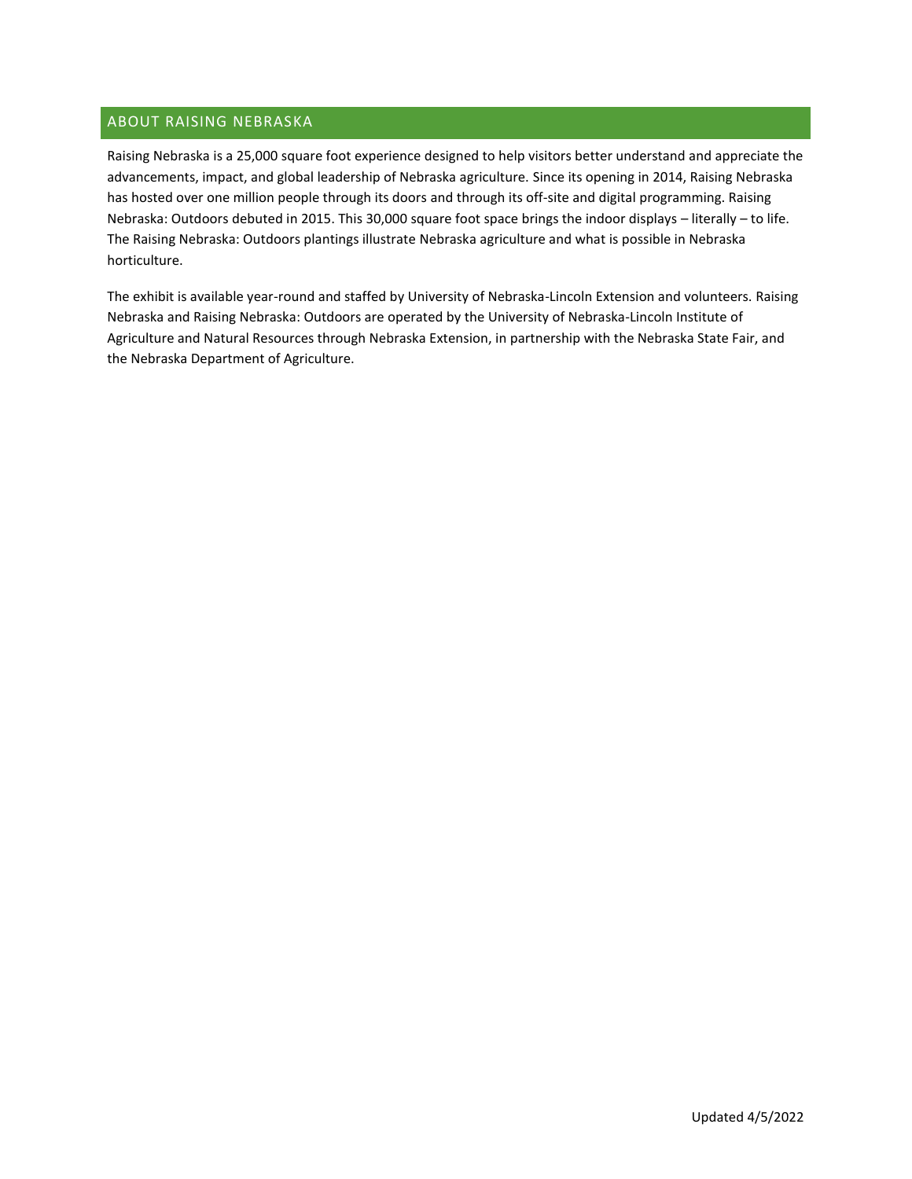## ABOUT RAISING NEBRASKA

Raising Nebraska is a 25,000 square foot experience designed to help visitors better understand and appreciate the advancements, impact, and global leadership of Nebraska agriculture. Since its opening in 2014, Raising Nebraska has hosted over one million people through its doors and through its off-site and digital programming. Raising Nebraska: Outdoors debuted in 2015. This 30,000 square foot space brings the indoor displays – literally – to life. The Raising Nebraska: Outdoors plantings illustrate Nebraska agriculture and what is possible in Nebraska horticulture.

The exhibit is available year-round and staffed by University of Nebraska-Lincoln Extension and volunteers. Raising Nebraska and Raising Nebraska: Outdoors are operated by the University of Nebraska-Lincoln Institute of Agriculture and Natural Resources through Nebraska Extension, in partnership with the Nebraska State Fair, and the Nebraska Department of Agriculture.

Updated 4/5/2022